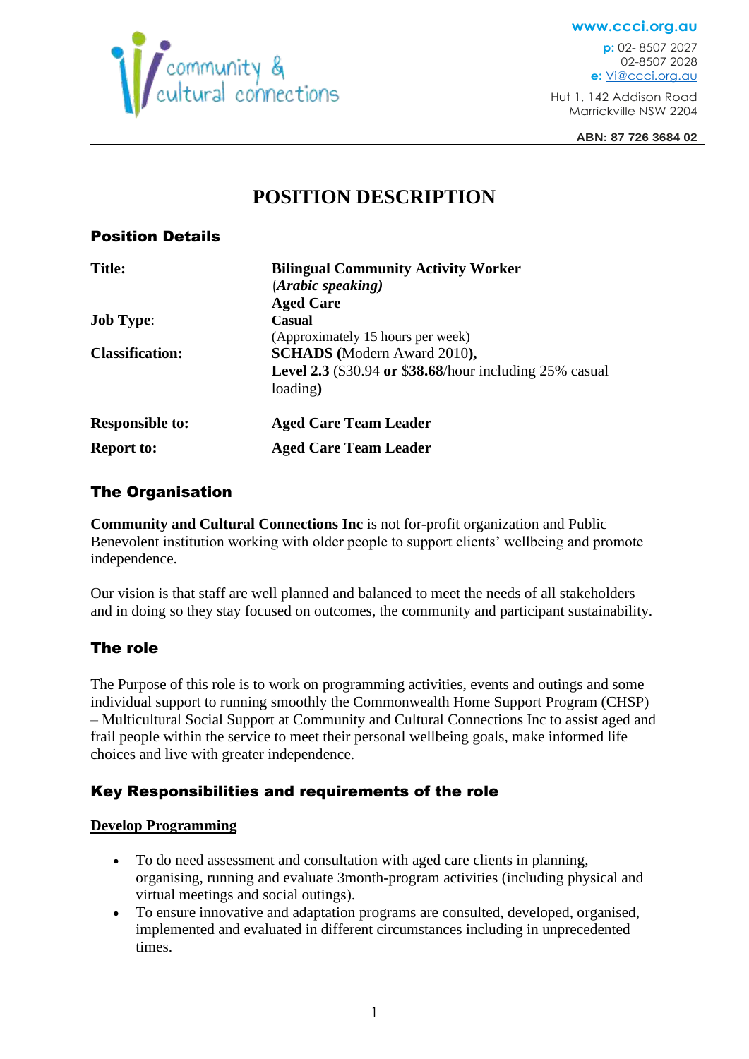community & cultural connections

www.ccci.org.au
p: 02- 8507 2027
02-8507 2028
e: Vi@ccci.org.au

Hut 1, 142 Addison Road
Marrickville NSW 2204

ABN: 87 726 3684 02

# POSITION DESCRIPTION

## Position Details

| | |
|---|---|
| **Title:** | **Bilingual Community Activity Worker** (***Arabic speaking)*** **Aged Care** |
| **Job Type**: | **Casual** (Approximately 15 hours per week) |
| **Classification:** | **SCHADS (**Modern Award 2010**),** **Level 2.3** ($30.94 **or** **$38.68**/hour including 25% casual loading**)** |
| **Responsible to:** | **Aged Care Team Leader** |
| **Report to:** | **Aged Care Team Leader** |

## The Organisation

**Community and Cultural Connections Inc** is not for-profit organization and Public Benevolent institution working with older people to support clients' wellbeing and promote independence.

Our vision is that staff are well planned and balanced to meet the needs of all stakeholders and in doing so they stay focused on outcomes, the community and participant sustainability.

## The role

The Purpose of this role is to work on programming activities, events and outings and some individual support to running smoothly the Commonwealth Home Support Program (CHSP) – Multicultural Social Support at Community and Cultural Connections Inc to assist aged and frail people within the service to meet their personal wellbeing goals, make informed life choices and live with greater independence.

## Key Responsibilities and requirements of the role

### Develop Programming

- To do need assessment and consultation with aged care clients in planning, organising, running and evaluate 3month-program activities (including physical and virtual meetings and social outings).
- To ensure innovative and adaptation programs are consulted, developed, organised, implemented and evaluated in different circumstances including in unprecedented times.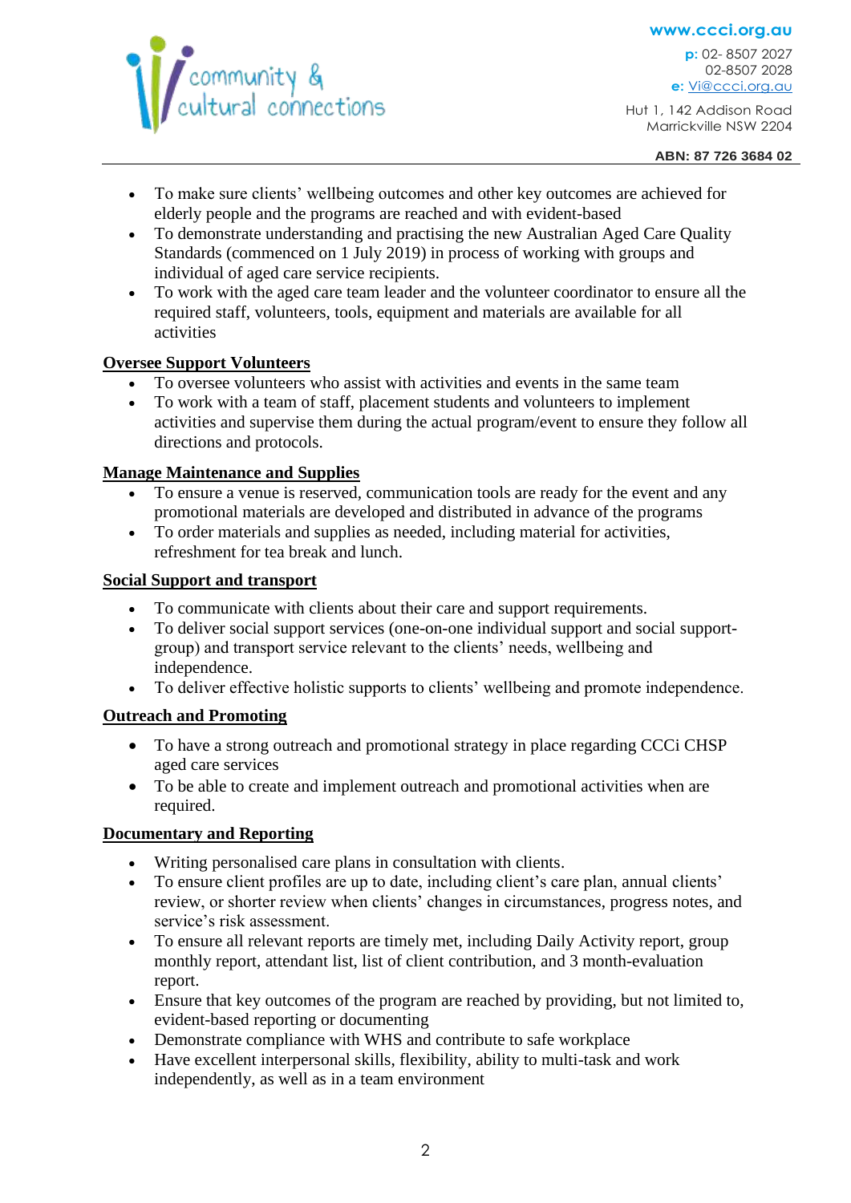- To make sure clients' wellbeing outcomes and other key outcomes are achieved for elderly people and the programs are reached and with evident-based
- To demonstrate understanding and practising the new Australian Aged Care Quality Standards (commenced on 1 July 2019) in process of working with groups and individual of aged care service recipients.
- To work with the aged care team leader and the volunteer coordinator to ensure all the required staff, volunteers, tools, equipment and materials are available for all activities

**Oversee Support Volunteers**

- To oversee volunteers who assist with activities and events in the same team
- To work with a team of staff, placement students and volunteers to implement activities and supervise them during the actual program/event to ensure they follow all directions and protocols.

**Manage Maintenance and Supplies**

- To ensure a venue is reserved, communication tools are ready for the event and any promotional materials are developed and distributed in advance of the programs
- To order materials and supplies as needed, including material for activities, refreshment for tea break and lunch.

**Social Support and transport**

- To communicate with clients about their care and support requirements.
- To deliver social support services (one-on-one individual support and social support-group) and transport service relevant to the clients' needs, wellbeing and independence.
- To deliver effective holistic supports to clients' wellbeing and promote independence.

**Outreach and Promoting**

- To have a strong outreach and promotional strategy in place regarding CCCi CHSP aged care services
- To be able to create and implement outreach and promotional activities when are required.

**Documentary and Reporting**

- Writing personalised care plans in consultation with clients.
- To ensure client profiles are up to date, including client's care plan, annual clients' review, or shorter review when clients' changes in circumstances, progress notes, and service's risk assessment.
- To ensure all relevant reports are timely met, including Daily Activity report, group monthly report, attendant list, list of client contribution, and 3 month-evaluation report.
- Ensure that key outcomes of the program are reached by providing, but not limited to, evident-based reporting or documenting
- Demonstrate compliance with WHS and contribute to safe workplace
- Have excellent interpersonal skills, flexibility, ability to multi-task and work independently, as well as in a team environment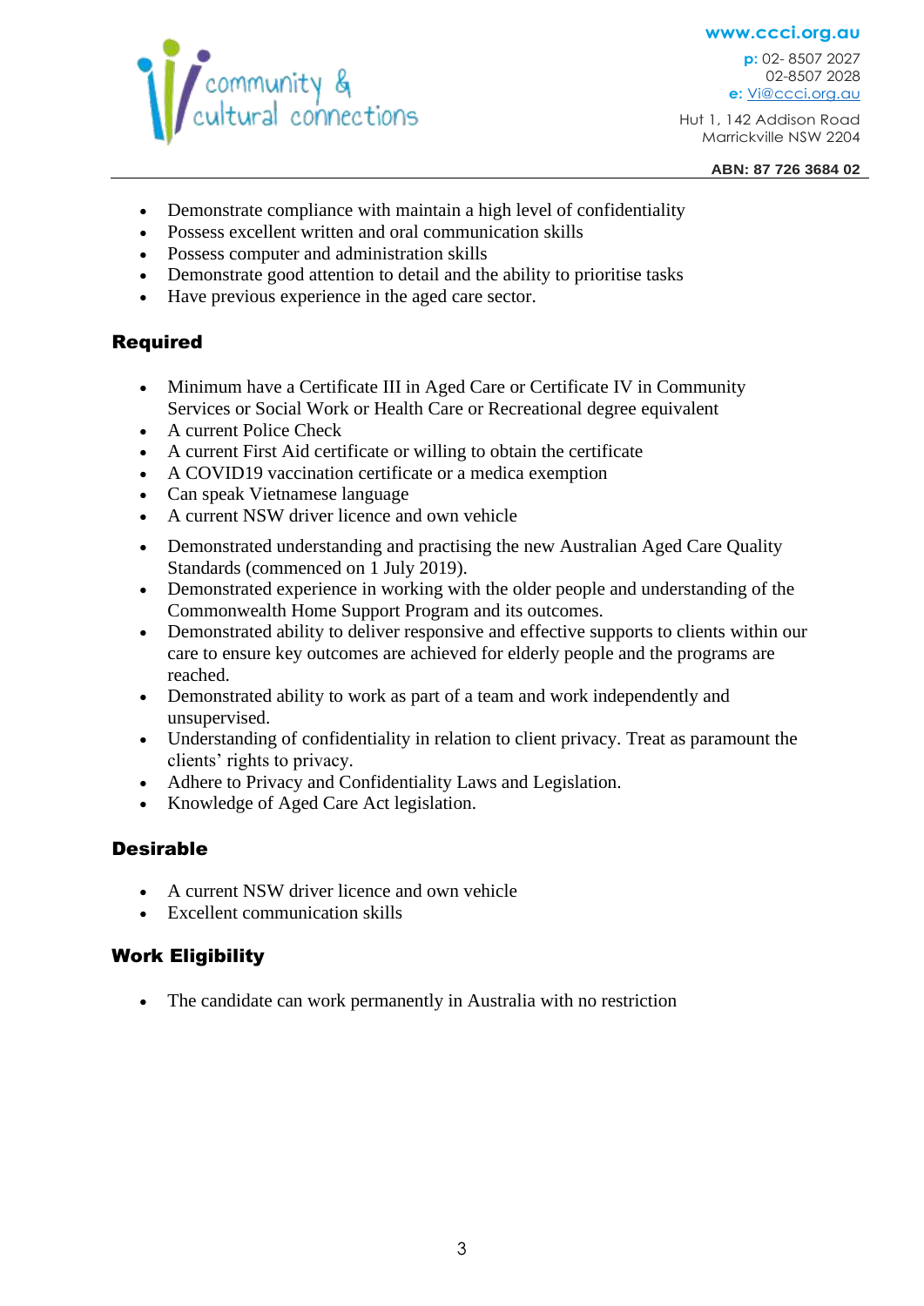- Demonstrate compliance with maintain a high level of confidentiality
- Possess excellent written and oral communication skills
- Possess computer and administration skills
- Demonstrate good attention to detail and the ability to prioritise tasks
- Have previous experience in the aged care sector.

## Required

- Minimum have a Certificate III in Aged Care or Certificate IV in Community Services or Social Work or Health Care or Recreational degree equivalent
- A current Police Check
- A current First Aid certificate or willing to obtain the certificate
- A COVID19 vaccination certificate or a medica exemption
- Can speak Vietnamese language
- A current NSW driver licence and own vehicle
- Demonstrated understanding and practising the new Australian Aged Care Quality Standards (commenced on 1 July 2019).
- Demonstrated experience in working with the older people and understanding of the Commonwealth Home Support Program and its outcomes.
- Demonstrated ability to deliver responsive and effective supports to clients within our care to ensure key outcomes are achieved for elderly people and the programs are reached.
- Demonstrated ability to work as part of a team and work independently and unsupervised.
- Understanding of confidentiality in relation to client privacy. Treat as paramount the clients' rights to privacy.
- Adhere to Privacy and Confidentiality Laws and Legislation.
- Knowledge of Aged Care Act legislation.

## Desirable

- A current NSW driver licence and own vehicle
- Excellent communication skills

## Work Eligibility

- The candidate can work permanently in Australia with no restriction